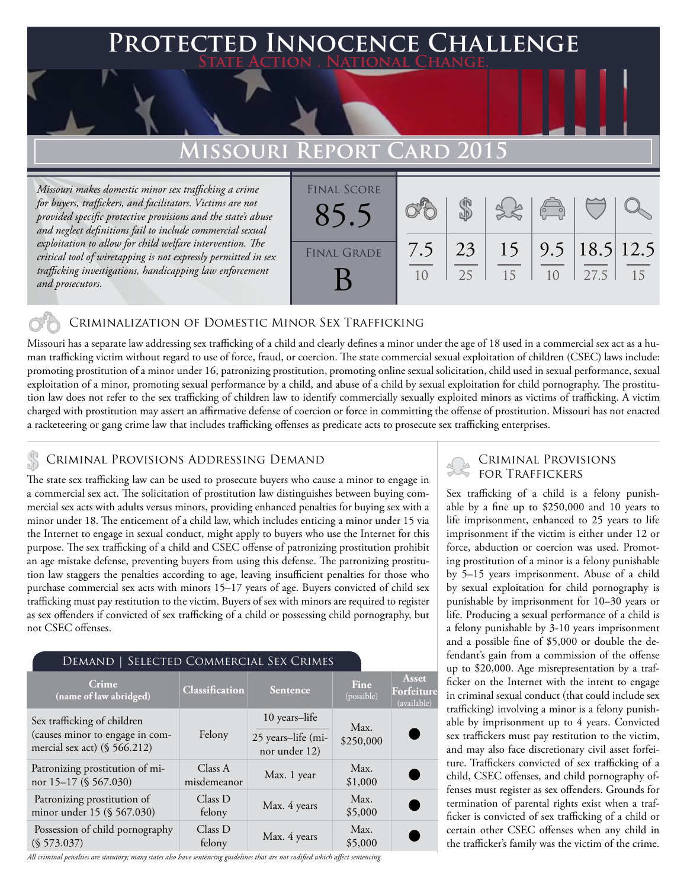# Protected Innocence Challenge

State Action . National Change.

# Missouri Report Card 2015

*Missouri makes domestic minor sex trafficking a crime for buyers, traffickers, and facilitators. Victims are not provided specific protective provisions and the state's abuse and neglect definitions fail to include commercial sexual exploitation to allow for child welfare intervention. The critical tool of wiretapping is not expressly permitted in sex trafficking investigations, handicapping law enforcement and prosecutors.*

| Final Score | Final Grade |
|---|---|
| 85.5 | B |

| Criminalization of Domestic Minor Sex Trafficking | Criminal Provisions Addressing Demand | Criminal Provisions for Traffickers | Criminal Provisions for Facilitators | Protective Provisions for the Child Victims | Criminal Justice Tools for Investigation and Prosecution |
|---|---|---|---|---|---|
| 7.5/10 | 23/25 | 15/15 | 9.5/10 | 18.5/27.5 | 12.5/15 |

## Criminalization of Domestic Minor Sex Trafficking

Missouri has a separate law addressing sex trafficking of a child and clearly defines a minor under the age of 18 used in a commercial sex act as a human trafficking victim without regard to use of force, fraud, or coercion. The state commercial sexual exploitation of children (CSEC) laws include: promoting prostitution of a minor under 16, patronizing prostitution, promoting online sexual solicitation, child used in sexual performance, sexual exploitation of a minor, promoting sexual performance by a child, and abuse of a child by sexual exploitation for child pornography. The prostitution law does not refer to the sex trafficking of children law to identify commercially sexually exploited minors as victims of trafficking. A victim charged with prostitution may assert an affirmative defense of coercion or force in committing the offense of prostitution. Missouri has not enacted a racketeering or gang crime law that includes trafficking offenses as predicate acts to prosecute sex trafficking enterprises.

## Criminal Provisions Addressing Demand

The state sex trafficking law can be used to prosecute buyers who cause a minor to engage in a commercial sex act. The solicitation of prostitution law distinguishes between buying commercial sex acts with adults versus minors, providing enhanced penalties for buying sex with a minor under 18. The enticement of a child law, which includes enticing a minor under 15 via the Internet to engage in sexual conduct, might apply to buyers who use the Internet for this purpose. The sex trafficking of a child and CSEC offense of patronizing prostitution prohibit an age mistake defense, preventing buyers from using this defense. The patronizing prostitution law staggers the penalties according to age, leaving insufficient penalties for those who purchase commercial sex acts with minors 15–17 years of age. Buyers convicted of child sex trafficking must pay restitution to the victim. Buyers of sex with minors are required to register as sex offenders if convicted of sex trafficking of a child or possessing child pornography, but not CSEC offenses.

### Demand | Selected Commercial Sex Crimes

| Crime (name of law abridged) | Classification | Sentence | Fine (possible) | Asset Forfeiture (available) |
|---|---|---|---|---|
| Sex trafficking of children (causes minor to engage in commercial sex act) (§ 566.212) | Felony | 10 years–life; 25 years–life (minor under 12) | Max. $250,000 | ● |
| Patronizing prostitution of minor 15–17 (§ 567.030) | Class A misdemeanor | Max. 1 year | Max. $1,000 | ● |
| Patronizing prostitution of minor under 15 (§ 567.030) | Class D felony | Max. 4 years | Max. $5,000 | ● |
| Possession of child pornography (§ 573.037) | Class D felony | Max. 4 years | Max. $5,000 | ● |

*All criminal penalties are statutory; many states also have sentencing guidelines that are not codified which affect sentencing.*

## Criminal Provisions for Traffickers

Sex trafficking of a child is a felony punishable by a fine up to $250,000 and 10 years to life imprisonment, enhanced to 25 years to life imprisonment if the victim is either under 12 or force, abduction or coercion was used. Promoting prostitution of a minor is a felony punishable by 5–15 years imprisonment. Abuse of a child by sexual exploitation for child pornography is punishable by imprisonment for 10–30 years or life. Producing a sexual performance of a child is a felony punishable by 3-10 years imprisonment and a possible fine of $5,000 or double the defendant's gain from a commission of the offense up to $20,000. Age misrepresentation by a trafficker on the Internet with the intent to engage in criminal sexual conduct (that could include sex trafficking) involving a minor is a felony punishable by imprisonment up to 4 years. Convicted sex traffickers must pay restitution to the victim, and may also face discretionary civil asset forfeiture. Traffickers convicted of sex trafficking of a child, CSEC offenses, and child pornography offenses must register as sex offenders. Grounds for termination of parental rights exist when a trafficker is convicted of sex trafficking of a child or certain other CSEC offenses when any child in the trafficker's family was the victim of the crime.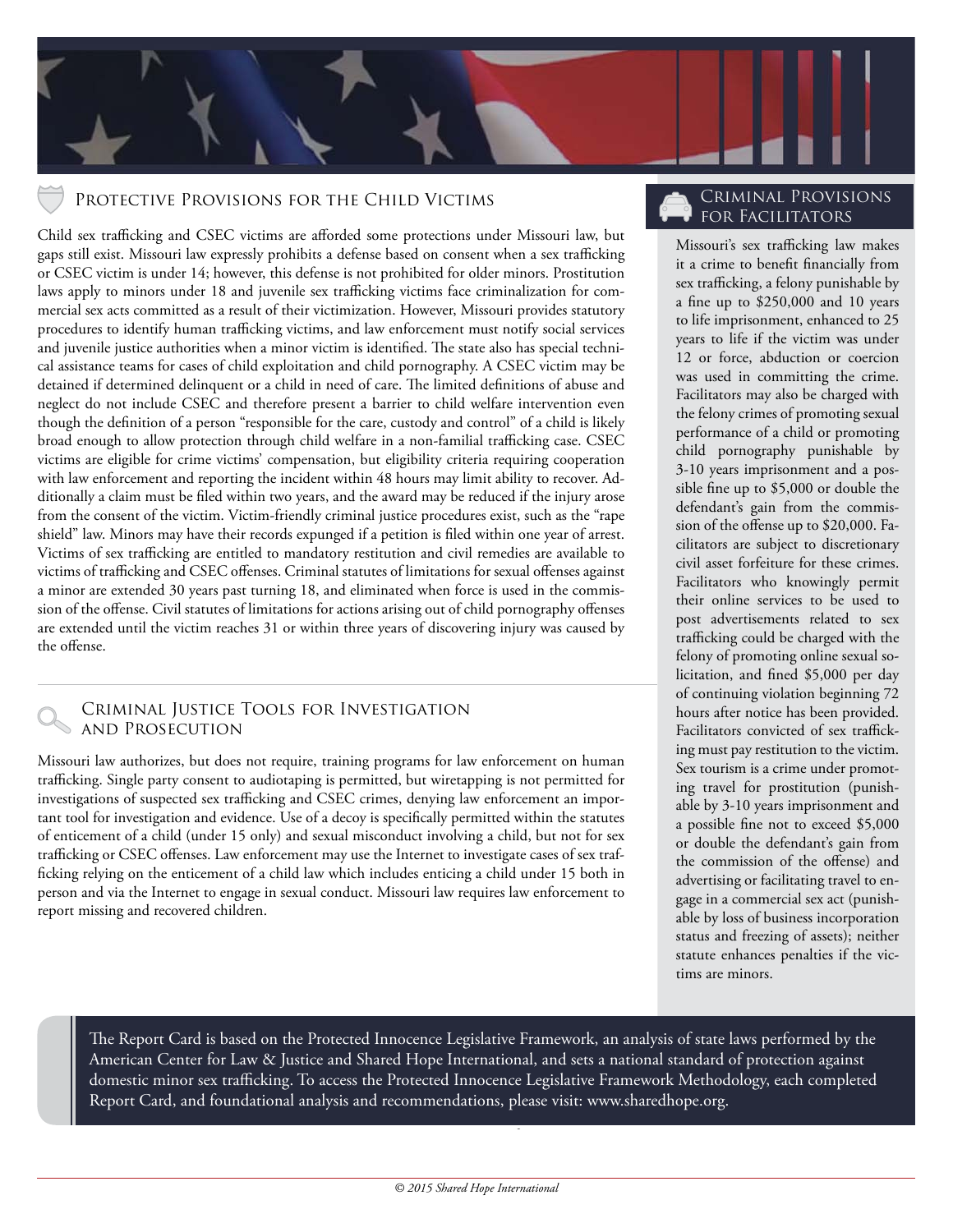## Protective Provisions for the Child Victims

Child sex trafficking and CSEC victims are afforded some protections under Missouri law, but gaps still exist. Missouri law expressly prohibits a defense based on consent when a sex trafficking or CSEC victim is under 14; however, this defense is not prohibited for older minors. Prostitution laws apply to minors under 18 and juvenile sex trafficking victims face criminalization for commercial sex acts committed as a result of their victimization. However, Missouri provides statutory procedures to identify human trafficking victims, and law enforcement must notify social services and juvenile justice authorities when a minor victim is identified. The state also has special technical assistance teams for cases of child exploitation and child pornography. A CSEC victim may be detained if determined delinquent or a child in need of care. The limited definitions of abuse and neglect do not include CSEC and therefore present a barrier to child welfare intervention even though the definition of a person "responsible for the care, custody and control" of a child is likely broad enough to allow protection through child welfare in a non-familial trafficking case. CSEC victims are eligible for crime victims' compensation, but eligibility criteria requiring cooperation with law enforcement and reporting the incident within 48 hours may limit ability to recover. Additionally a claim must be filed within two years, and the award may be reduced if the injury arose from the consent of the victim. Victim-friendly criminal justice procedures exist, such as the "rape shield" law. Minors may have their records expunged if a petition is filed within one year of arrest. Victims of sex trafficking are entitled to mandatory restitution and civil remedies are available to victims of trafficking and CSEC offenses. Criminal statutes of limitations for sexual offenses against a minor are extended 30 years past turning 18, and eliminated when force is used in the commission of the offense. Civil statutes of limitations for actions arising out of child pornography offenses are extended until the victim reaches 31 or within three years of discovering injury was caused by the offense.

## Criminal Justice Tools for Investigation and Prosecution

Missouri law authorizes, but does not require, training programs for law enforcement on human trafficking. Single party consent to audiotaping is permitted, but wiretapping is not permitted for investigations of suspected sex trafficking and CSEC crimes, denying law enforcement an important tool for investigation and evidence. Use of a decoy is specifically permitted within the statutes of enticement of a child (under 15 only) and sexual misconduct involving a child, but not for sex trafficking or CSEC offenses. Law enforcement may use the Internet to investigate cases of sex trafficking relying on the enticement of a child law which includes enticing a child under 15 both in person and via the Internet to engage in sexual conduct. Missouri law requires law enforcement to report missing and recovered children.

## Criminal Provisions for Facilitators

Missouri's sex trafficking law makes it a crime to benefit financially from sex trafficking, a felony punishable by a fine up to $250,000 and 10 years to life imprisonment, enhanced to 25 years to life if the victim was under 12 or force, abduction or coercion was used in committing the crime. Facilitators may also be charged with the felony crimes of promoting sexual performance of a child or promoting child pornography punishable by 3-10 years imprisonment and a possible fine up to $5,000 or double the defendant's gain from the commission of the offense up to $20,000. Facilitators are subject to discretionary civil asset forfeiture for these crimes. Facilitators who knowingly permit their online services to be used to post advertisements related to sex trafficking could be charged with the felony of promoting online sexual solicitation, and fined $5,000 per day of continuing violation beginning 72 hours after notice has been provided. Facilitators convicted of sex trafficking must pay restitution to the victim. Sex tourism is a crime under promoting travel for prostitution (punishable by 3-10 years imprisonment and a possible fine not to exceed $5,000 or double the defendant's gain from the commission of the offense) and advertising or facilitating travel to engage in a commercial sex act (punishable by loss of business incorporation status and freezing of assets); neither statute enhances penalties if the victims are minors.

The Report Card is based on the Protected Innocence Legislative Framework, an analysis of state laws performed by the American Center for Law & Justice and Shared Hope International, and sets a national standard of protection against domestic minor sex trafficking. To access the Protected Innocence Legislative Framework Methodology, each completed Report Card, and foundational analysis and recommendations, please visit: www.sharedhope.org.

*© 2015 Shared Hope International*